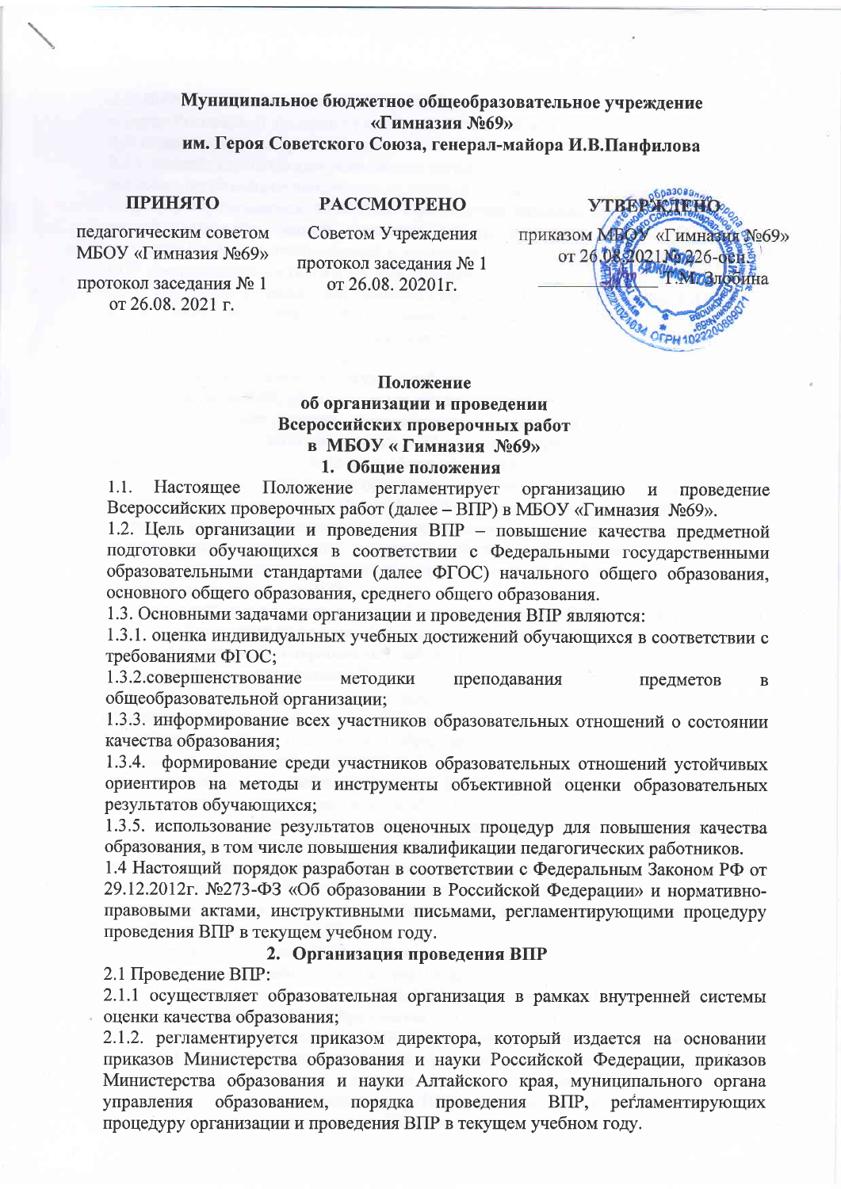**Муниципальное бюджетное общеобразовательное учреждение**
**«Гимназия №69»**
**им. Героя Советского Союза, генерал-майора И.В.Панфилова**

| **ПРИНЯТО** | **РАССМОТРЕНО** | **УТВЕРЖДЕНО** |
|---|---|---|
| педагогическим советом МБОУ «Гимназия №69» | Советом Учреждения | приказом МБОУ «Гимназия №69» |
| протокол заседания № 1 от 26.08. 2021 г. | протокол заседания № 1 от 26.08. 20201г. | от 26.08.2021 №226-осн |
| | | ________ Т.М. Злобина |

# Положение об организации и проведении Всероссийских проверочных работ в МБОУ « Гимназия №69»

## 1. Общие положения

1.1. Настоящее Положение регламентирует организацию и проведение Всероссийских проверочных работ (далее – ВПР) в МБОУ «Гимназия №69».

1.2. Цель организации и проведения ВПР – повышение качества предметной подготовки обучающихся в соответствии с Федеральными государственными образовательными стандартами (далее ФГОС) начального общего образования, основного общего образования, среднего общего образования.

1.3. Основными задачами организации и проведения ВПР являются:

1.3.1. оценка индивидуальных учебных достижений обучающихся в соответствии с требованиями ФГОС;

1.3.2.совершенствование методики преподавания предметов в общеобразовательной организации;

1.3.3. информирование всех участников образовательных отношений о состоянии качества образования;

1.3.4. формирование среди участников образовательных отношений устойчивых ориентиров на методы и инструменты объективной оценки образовательных результатов обучающихся;

1.3.5. использование результатов оценочных процедур для повышения качества образования, в том числе повышения квалификации педагогических работников.

1.4 Настоящий порядок разработан в соответствии с Федеральным Законом РФ от 29.12.2012г. №273-ФЗ «Об образовании в Российской Федерации» и нормативно-правовыми актами, инструктивными письмами, регламентирующими процедуру проведения ВПР в текущем учебном году.

## 2. Организация проведения ВПР

2.1 Проведение ВПР:

2.1.1 осуществляет образовательная организация в рамках внутренней системы оценки качества образования;

2.1.2. регламентируется приказом директора, который издается на основании приказов Министерства образования и науки Российской Федерации, приказов Министерства образования и науки Алтайского края, муниципального органа управления образованием, порядка проведения ВПР, регламентирующих процедуру организации и проведения ВПР в текущем учебном году.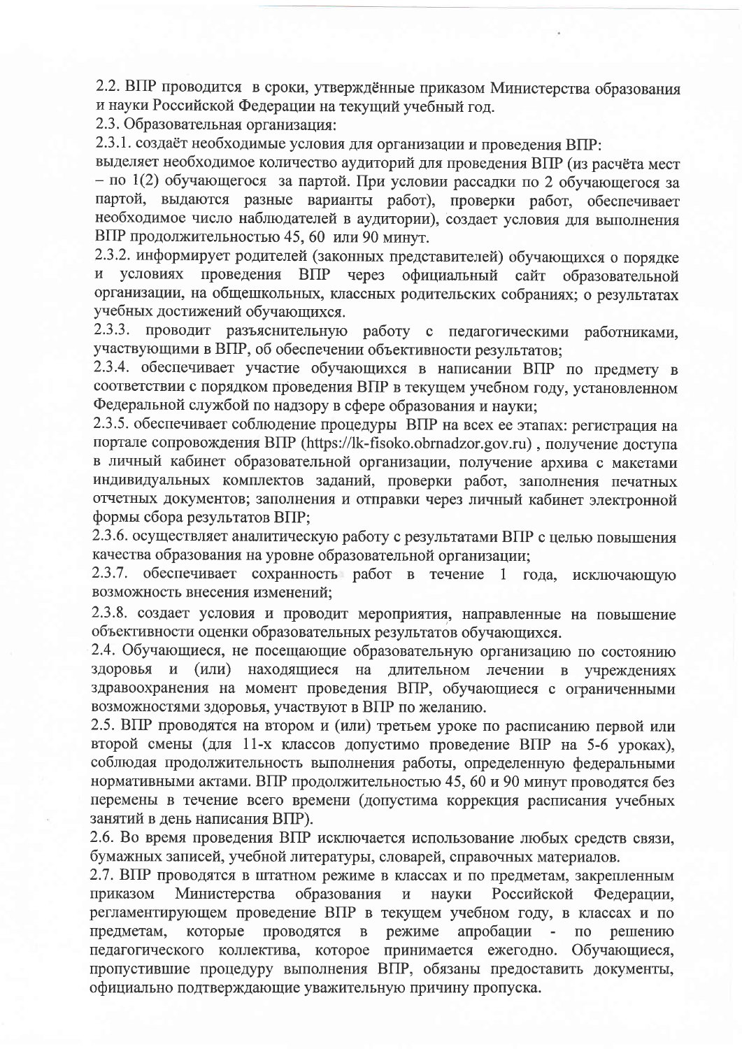2.2. ВПР проводится в сроки, утверждённые приказом Министерства образования и науки Российской Федерации на текущий учебный год.

2.3. Образовательная организация:

2.3.1. создаёт необходимые условия для организации и проведения ВПР: выделяет необходимое количество аудиторий для проведения ВПР (из расчёта мест – по 1(2) обучающегося за партой. При условии рассадки по 2 обучающегося за партой, выдаются разные варианты работ), проверки работ, обеспечивает необходимое число наблюдателей в аудитории), создает условия для выполнения ВПР продолжительностью 45, 60 или 90 минут.

2.3.2. информирует родителей (законных представителей) обучающихся о порядке и условиях проведения ВПР через официальный сайт образовательной организации, на общешкольных, классных родительских собраниях; о результатах учебных достижений обучающихся.

2.3.3. проводит разъяснительную работу с педагогическими работниками, участвующими в ВПР, об обеспечении объективности результатов;

2.3.4. обеспечивает участие обучающихся в написании ВПР по предмету в соответствии с порядком проведения ВПР в текущем учебном году, установленном Федеральной службой по надзору в сфере образования и науки;

2.3.5. обеспечивает соблюдение процедуры ВПР на всех ее этапах: регистрация на портале сопровождения ВПР (https://lk-fisoko.obrnadzor.gov.ru) , получение доступа в личный кабинет образовательной организации, получение архива с макетами индивидуальных комплектов заданий, проверки работ, заполнения печатных отчетных документов; заполнения и отправки через личный кабинет электронной формы сбора результатов ВПР;

2.3.6. осуществляет аналитическую работу с результатами ВПР с целью повышения качества образования на уровне образовательной организации;

2.3.7. обеспечивает сохранность работ в течение 1 года, исключающую возможность внесения изменений;

2.3.8. создает условия и проводит мероприятия, направленные на повышение объективности оценки образовательных результатов обучающихся.

2.4. Обучающиеся, не посещающие образовательную организацию по состоянию здоровья и (или) находящиеся на длительном лечении в учреждениях здравоохранения на момент проведения ВПР, обучающиеся с ограниченными возможностями здоровья, участвуют в ВПР по желанию.

2.5. ВПР проводятся на втором и (или) третьем уроке по расписанию первой или второй смены (для 11-х классов допустимо проведение ВПР на 5-6 уроках), соблюдая продолжительность выполнения работы, определенную федеральными нормативными актами. ВПР продолжительностью 45, 60 и 90 минут проводятся без перемены в течение всего времени (допустима коррекция расписания учебных занятий в день написания ВПР).

2.6. Во время проведения ВПР исключается использование любых средств связи, бумажных записей, учебной литературы, словарей, справочных материалов.

2.7. ВПР проводятся в штатном режиме в классах и по предметам, закрепленным приказом Министерства образования и науки Российской Федерации, регламентирующем проведение ВПР в текущем учебном году, в классах и по предметам, которые проводятся в режиме апробации - по решению педагогического коллектива, которое принимается ежегодно. Обучающиеся, пропустившие процедуру выполнения ВПР, обязаны предоставить документы, официально подтверждающие уважительную причину пропуска.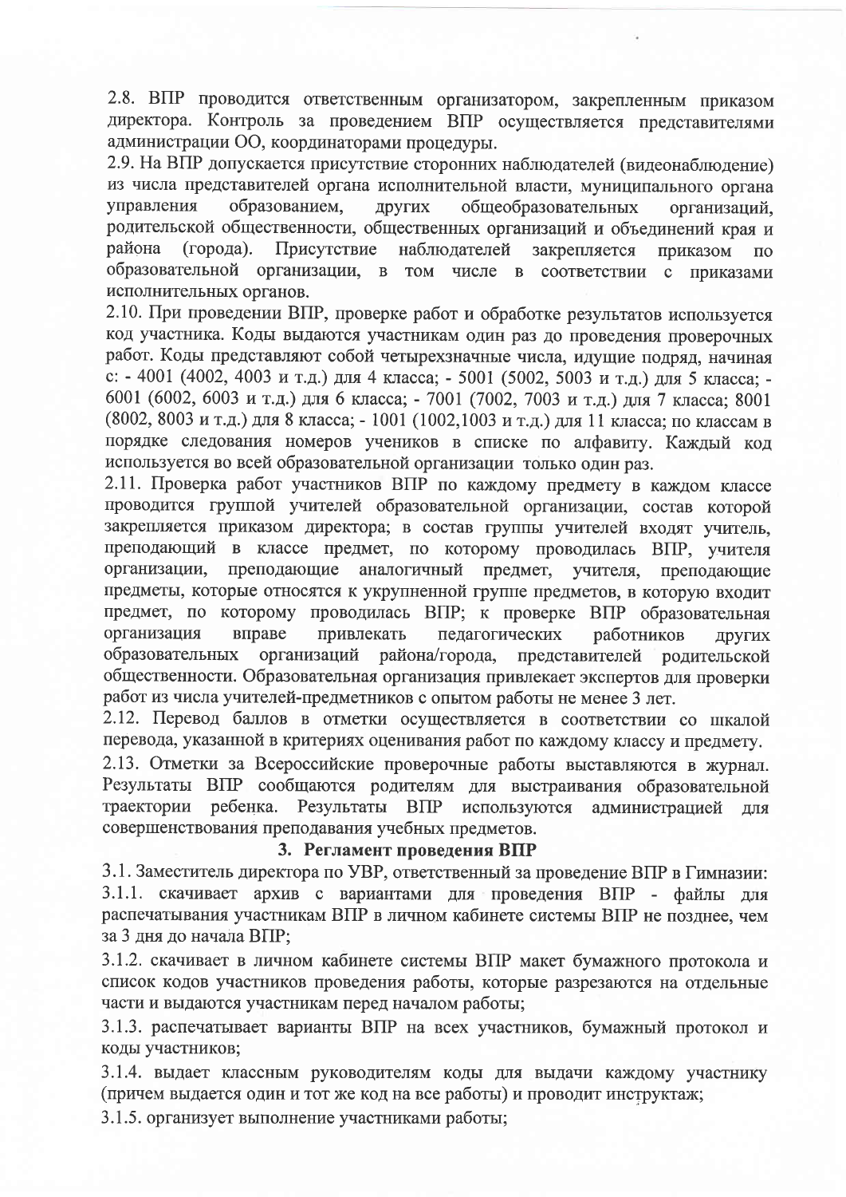2.8. ВПР проводится ответственным организатором, закрепленным приказом директора. Контроль за проведением ВПР осуществляется представителями администрации ОО, координаторами процедуры.

2.9. На ВПР допускается присутствие сторонних наблюдателей (видеонаблюдение) из числа представителей органа исполнительной власти, муниципального органа управления образованием, других общеобразовательных организаций, родительской общественности, общественных организаций и объединений края и района (города). Присутствие наблюдателей закрепляется приказом по образовательной организации, в том числе в соответствии с приказами исполнительных органов.

2.10. При проведении ВПР, проверке работ и обработке результатов используется код участника. Коды выдаются участникам один раз до проведения проверочных работ. Коды представляют собой четырехзначные числа, идущие подряд, начиная с: - 4001 (4002, 4003 и т.д.) для 4 класса; - 5001 (5002, 5003 и т.д.) для 5 класса; - 6001 (6002, 6003 и т.д.) для 6 класса; - 7001 (7002, 7003 и т.д.) для 7 класса; 8001 (8002, 8003 и т.д.) для 8 класса; - 1001 (1002,1003 и т.д.) для 11 класса; по классам в порядке следования номеров учеников в списке по алфавиту. Каждый код используется во всей образовательной организации только один раз.

2.11. Проверка работ участников ВПР по каждому предмету в каждом классе проводится группой учителей образовательной организации, состав которой закрепляется приказом директора; в состав группы учителей входят учитель, преподающий в классе предмет, по которому проводилась ВПР, учителя организации, преподающие аналогичный предмет, учителя, преподающие предметы, которые относятся к укрупненной группе предметов, в которую входит предмет, по которому проводилась ВПР; к проверке ВПР образовательная организация вправе привлекать педагогических работников других образовательных организаций района/города, представителей родительской общественности. Образовательная организация привлекает экспертов для проверки работ из числа учителей-предметников с опытом работы не менее 3 лет.

2.12. Перевод баллов в отметки осуществляется в соответствии со шкалой перевода, указанной в критериях оценивания работ по каждому классу и предмету.

2.13. Отметки за Всероссийские проверочные работы выставляются в журнал. Результаты ВПР сообщаются родителям для выстраивания образовательной траектории ребенка. Результаты ВПР используются администрацией для совершенствования преподавания учебных предметов.

## 3. Регламент проведения ВПР

3.1. Заместитель директора по УВР, ответственный за проведение ВПР в Гимназии:

3.1.1. скачивает архив с вариантами для проведения ВПР - файлы для распечатывания участникам ВПР в личном кабинете системы ВПР не позднее, чем за 3 дня до начала ВПР;

3.1.2. скачивает в личном кабинете системы ВПР макет бумажного протокола и список кодов участников проведения работы, которые разрезаются на отдельные части и выдаются участникам перед началом работы;

3.1.3. распечатывает варианты ВПР на всех участников, бумажный протокол и коды участников;

3.1.4. выдает классным руководителям коды для выдачи каждому участнику (причем выдается один и тот же код на все работы) и проводит инструктаж;

3.1.5. организует выполнение участниками работы;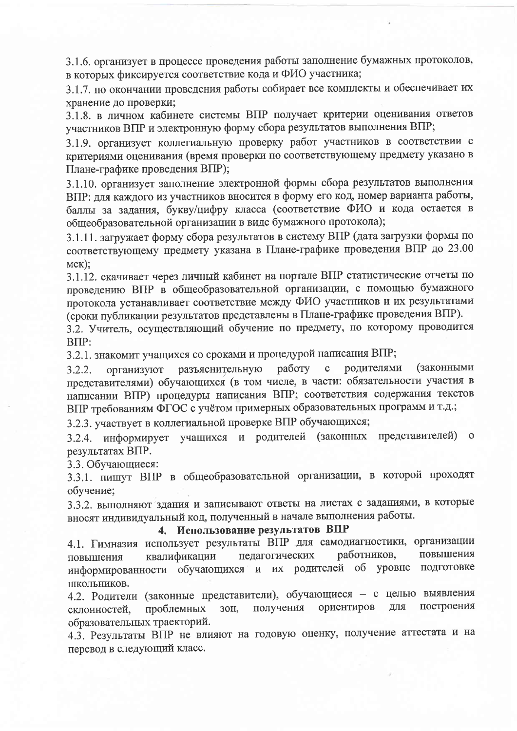3.1.6. организует в процессе проведения работы заполнение бумажных протоколов, в которых фиксируется соответствие кода и ФИО участника;

3.1.7. по окончании проведения работы собирает все комплекты и обеспечивает их хранение до проверки;

3.1.8. в личном кабинете системы ВПР получает критерии оценивания ответов участников ВПР и электронную форму сбора результатов выполнения ВПР;

3.1.9. организует коллегиальную проверку работ участников в соответствии с критериями оценивания (время проверки по соответствующему предмету указано в Плане-графике проведения ВПР);

3.1.10. организует заполнение электронной формы сбора результатов выполнения ВПР: для каждого из участников вносится в форму его код, номер варианта работы, баллы за задания, букву/цифру класса (соответствие ФИО и кода остается в общеобразовательной организации в виде бумажного протокола);

3.1.11. загружает форму сбора результатов в систему ВПР (дата загрузки формы по соответствующему предмету указана в Плане-графике проведения ВПР до 23.00 мск);

3.1.12. скачивает через личный кабинет на портале ВПР статистические отчеты по проведению ВПР в общеобразовательной организации, с помощью бумажного протокола устанавливает соответствие между ФИО участников и их результатами (сроки публикации результатов представлены в Плане-графике проведения ВПР).

3.2. Учитель, осуществляющий обучение по предмету, по которому проводится ВПР:

3.2.1. знакомит учащихся со сроками и процедурой написания ВПР;

3.2.2. организуют разъяснительную работу с родителями (законными представителями) обучающихся (в том числе, в части: обязательности участия в написании ВПР) процедуры написания ВПР; соответствия содержания текстов ВПР требованиям ФГОС с учётом примерных образовательных программ и т.д.;

3.2.3. участвует в коллегиальной проверке ВПР обучающихся;

3.2.4. информирует учащихся и родителей (законных представителей) о результатах ВПР.

3.3. Обучающиеся:

3.3.1. пишут ВПР в общеобразовательной организации, в которой проходят обучение;

3.3.2. выполняют здания и записывают ответы на листах с заданиями, в которые вносят индивидуальный код, полученный в начале выполнения работы.

## 4. Использование результатов ВПР

4.1. Гимназия использует результаты ВПР для самодиагностики, организации повышения квалификации педагогических работников, повышения информированности обучающихся и их родителей об уровне подготовке школьников.

4.2. Родители (законные представители), обучающиеся – с целью выявления склонностей, проблемных зон, получения ориентиров для построения образовательных траекторий.

4.3. Результаты ВПР не влияют на годовую оценку, получение аттестата и на перевод в следующий класс.